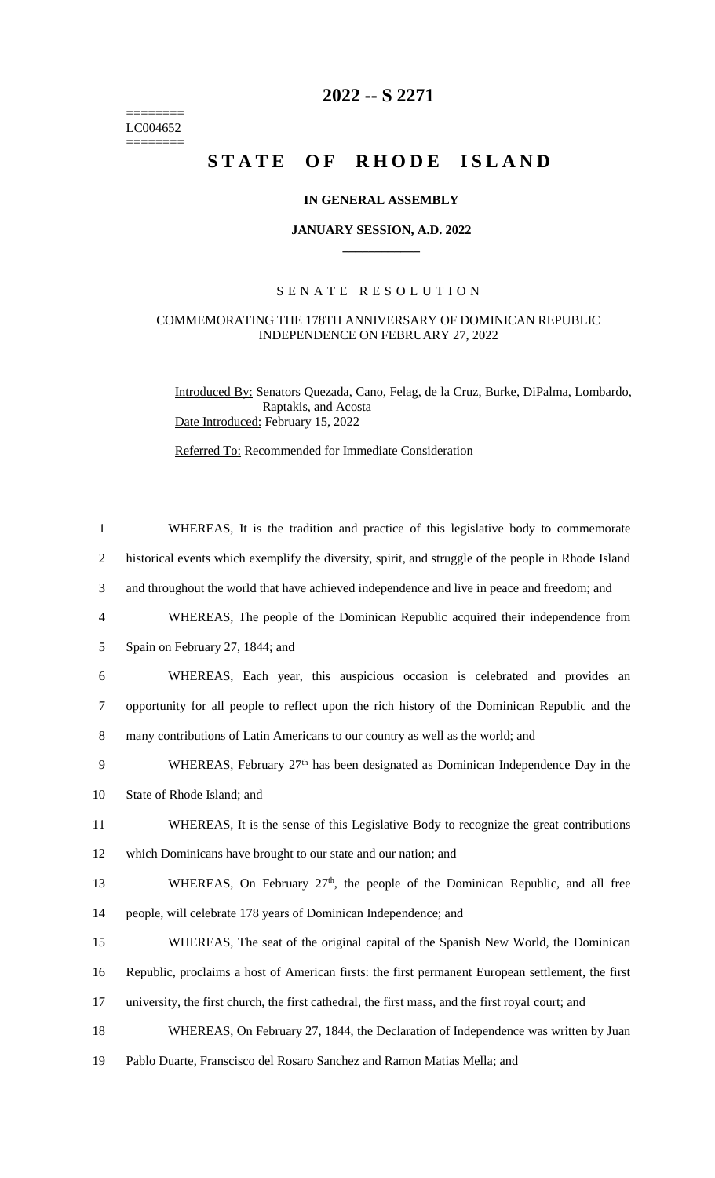# 2022 -- S 2271

========
LC004652
========

# STATE OF RHODE ISLAND

### IN GENERAL ASSEMBLY

### JANUARY SESSION, A.D. 2022

---

SENATE RESOLUTION

COMMEMORATING THE 178TH ANNIVERSARY OF DOMINICAN REPUBLIC INDEPENDENCE ON FEBRUARY 27, 2022

Introduced By: Senators Quezada, Cano, Felag, de la Cruz, Burke, DiPalma, Lombardo, Raptakis, and Acosta

Date Introduced: February 15, 2022

Referred To: Recommended for Immediate Consideration

1 WHEREAS, It is the tradition and practice of this legislative body to commemorate
2 historical events which exemplify the diversity, spirit, and struggle of the people in Rhode Island
3 and throughout the world that have achieved independence and live in peace and freedom; and
4 WHEREAS, The people of the Dominican Republic acquired their independence from
5 Spain on February 27, 1844; and
6 WHEREAS, Each year, this auspicious occasion is celebrated and provides an
7 opportunity for all people to reflect upon the rich history of the Dominican Republic and the
8 many contributions of Latin Americans to our country as well as the world; and
9 WHEREAS, February 27th has been designated as Dominican Independence Day in the
10 State of Rhode Island; and
11 WHEREAS, It is the sense of this Legislative Body to recognize the great contributions
12 which Dominicans have brought to our state and our nation; and
13 WHEREAS, On February 27th, the people of the Dominican Republic, and all free
14 people, will celebrate 178 years of Dominican Independence; and
15 WHEREAS, The seat of the original capital of the Spanish New World, the Dominican
16 Republic, proclaims a host of American firsts: the first permanent European settlement, the first
17 university, the first church, the first cathedral, the first mass, and the first royal court; and
18 WHEREAS, On February 27, 1844, the Declaration of Independence was written by Juan
19 Pablo Duarte, Franscisco del Rosaro Sanchez and Ramon Matias Mella; and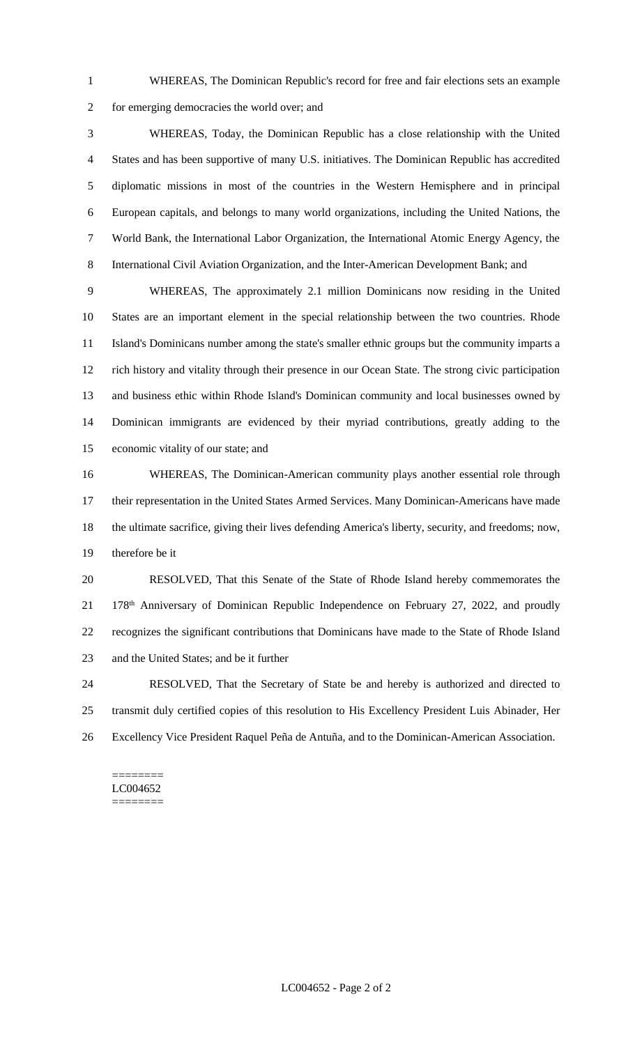WHEREAS, The Dominican Republic's record for free and fair elections sets an example for emerging democracies the world over; and

WHEREAS, Today, the Dominican Republic has a close relationship with the United States and has been supportive of many U.S. initiatives. The Dominican Republic has accredited diplomatic missions in most of the countries in the Western Hemisphere and in principal European capitals, and belongs to many world organizations, including the United Nations, the World Bank, the International Labor Organization, the International Atomic Energy Agency, the International Civil Aviation Organization, and the Inter-American Development Bank; and

WHEREAS, The approximately 2.1 million Dominicans now residing in the United States are an important element in the special relationship between the two countries. Rhode Island's Dominicans number among the state's smaller ethnic groups but the community imparts a rich history and vitality through their presence in our Ocean State. The strong civic participation and business ethic within Rhode Island's Dominican community and local businesses owned by Dominican immigrants are evidenced by their myriad contributions, greatly adding to the economic vitality of our state; and

WHEREAS, The Dominican-American community plays another essential role through their representation in the United States Armed Services. Many Dominican-Americans have made the ultimate sacrifice, giving their lives defending America's liberty, security, and freedoms; now, therefore be it

RESOLVED, That this Senate of the State of Rhode Island hereby commemorates the 178th Anniversary of Dominican Republic Independence on February 27, 2022, and proudly recognizes the significant contributions that Dominicans have made to the State of Rhode Island and the United States; and be it further

RESOLVED, That the Secretary of State be and hereby is authorized and directed to transmit duly certified copies of this resolution to His Excellency President Luis Abinader, Her Excellency Vice President Raquel Peña de Antuña, and to the Dominican-American Association.

========
LC004652
========